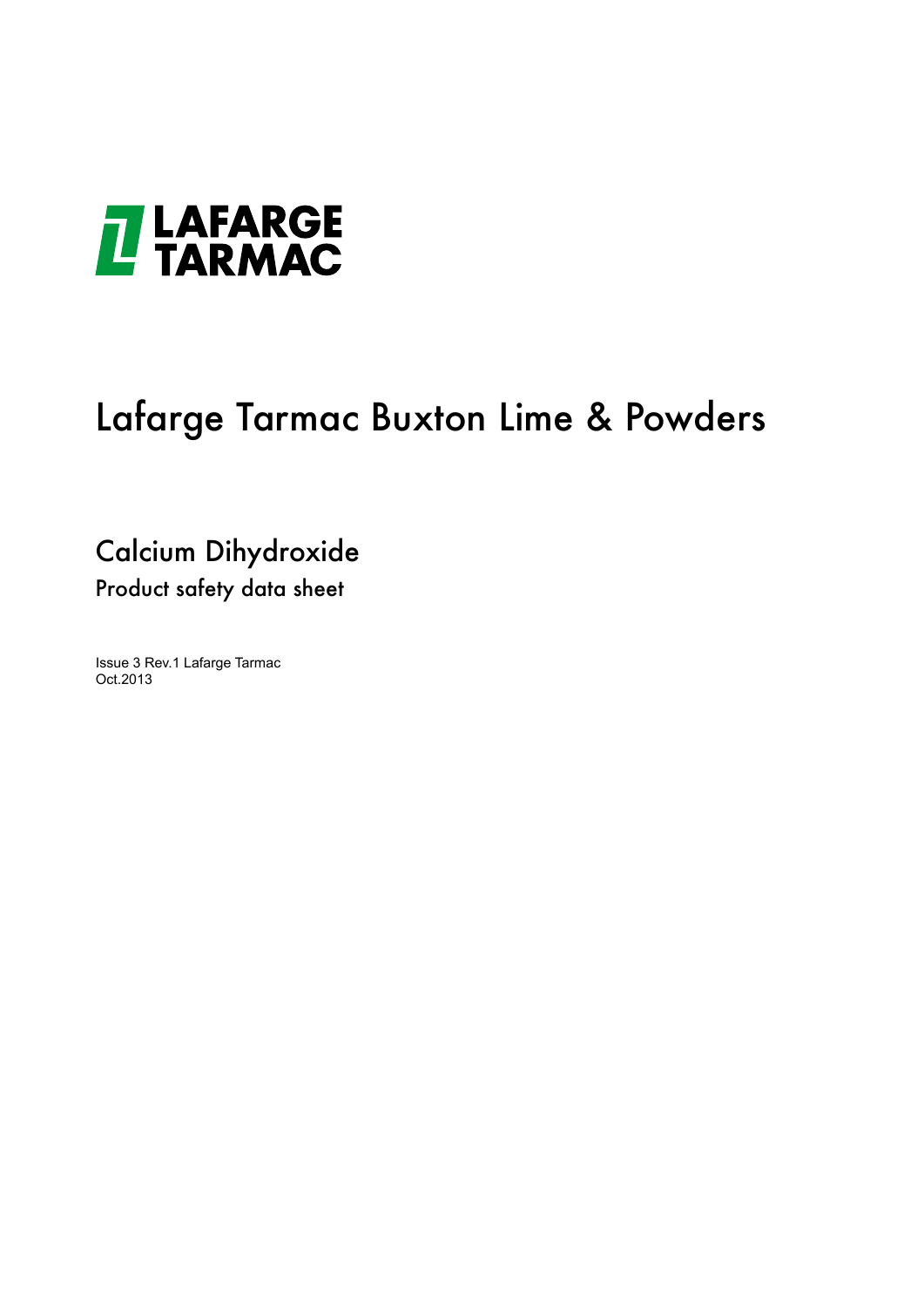LAFARGE TARMAC

# Lafarge Tarmac Buxton Lime & Powders

## Calcium Dihydroxide

### Product safety data sheet

Issue 3 Rev.1 Lafarge Tarmac
Oct.2013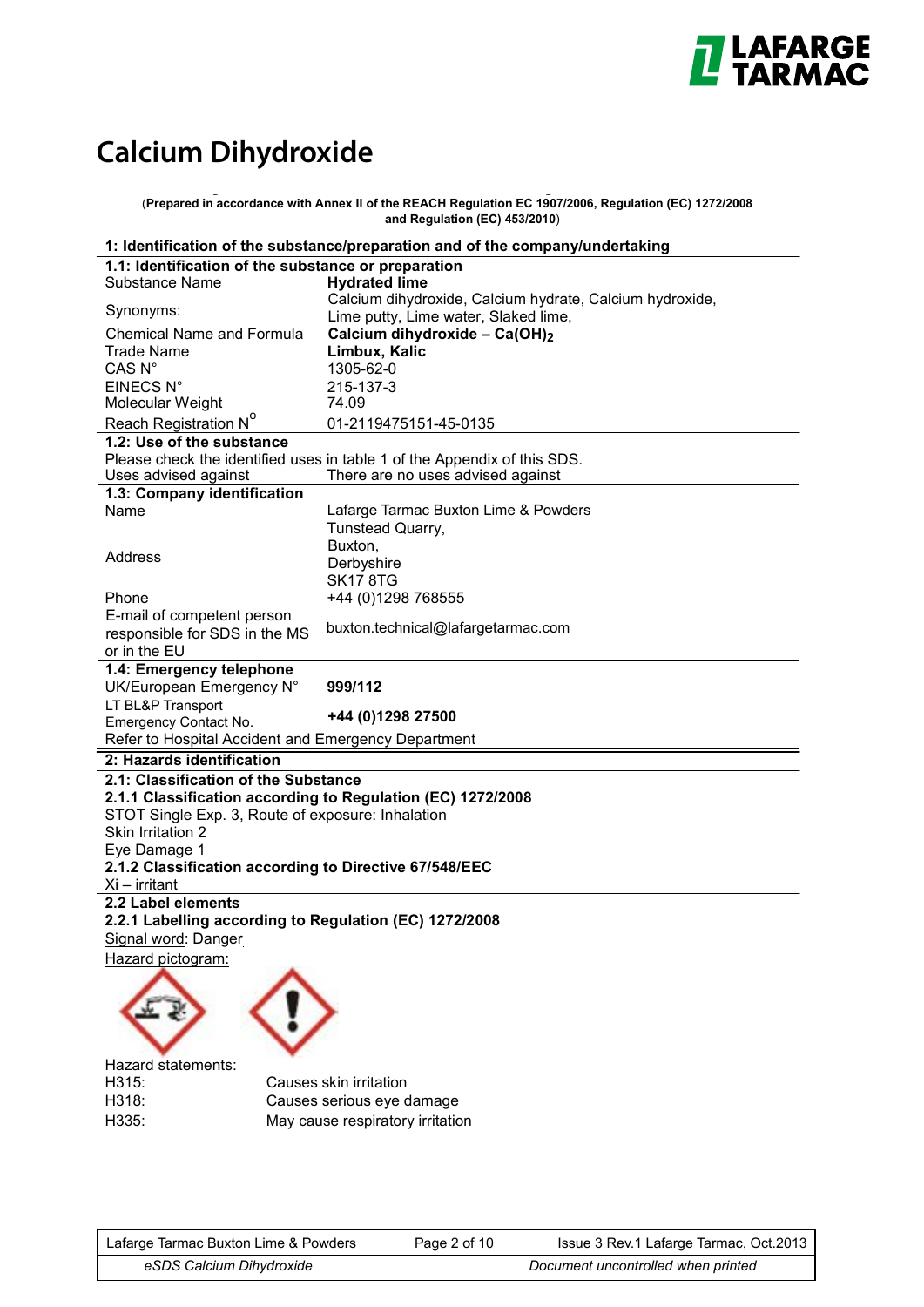# Calcium Dihydroxide

(**Prepared in accordance with Annex II of the REACH Regulation EC 1907/2006, Regulation (EC) 1272/2008 and Regulation (EC) 453/2010**)

## 1: Identification of the substance/preparation and of the company/undertaking

### 1.1: Identification of the substance or preparation

| | |
|---|---|
| Substance Name | **Hydrated lime** |
| Synonyms: | Calcium dihydroxide, Calcium hydrate, Calcium hydroxide, Lime putty, Lime water, Slaked lime, |
| Chemical Name and Formula | **Calcium dihydroxide – $Ca(OH)_2$** |
| Trade Name | **Limbux, Kalic** |
| CAS N° | 1305-62-0 |
| EINECS N° | 215-137-3 |
| Molecular Weight | 74.09 |
| Reach Registration N° | 01-2119475151-45-0135 |

### 1.2: Use of the substance

Please check the identified uses in table 1 of the Appendix of this SDS.

| | |
|---|---|
| Uses advised against | There are no uses advised against |

### 1.3: Company identification

| | |
|---|---|
| Name | Lafarge Tarmac Buxton Lime & Powders |
| Address | Tunstead Quarry, Buxton, Derbyshire SK17 8TG |
| Phone | +44 (0)1298 768555 |
| E-mail of competent person responsible for SDS in the MS or in the EU | buxton.technical@lafargetarmac.com |

### 1.4: Emergency telephone

| | |
|---|---|
| UK/European Emergency N° | **999/112** |
| LT BL&P Transport Emergency Contact No. | **+44 (0)1298 27500** |

Refer to Hospital Accident and Emergency Department

## 2: Hazards identification

### 2.1: Classification of the Substance

#### 2.1.1 Classification according to Regulation (EC) 1272/2008

STOT Single Exp. 3, Route of exposure: Inhalation

Skin Irritation 2

Eye Damage 1

#### 2.1.2 Classification according to Directive 67/548/EEC

Xi – irritant

### 2.2 Label elements

#### 2.2.1 Labelling according to Regulation (EC) 1272/2008

Signal word: Danger

Hazard pictogram:

Hazard statements:

| | |
|---|---|
| H315: | Causes skin irritation |
| H318: | Causes serious eye damage |
| H335: | May cause respiratory irritation |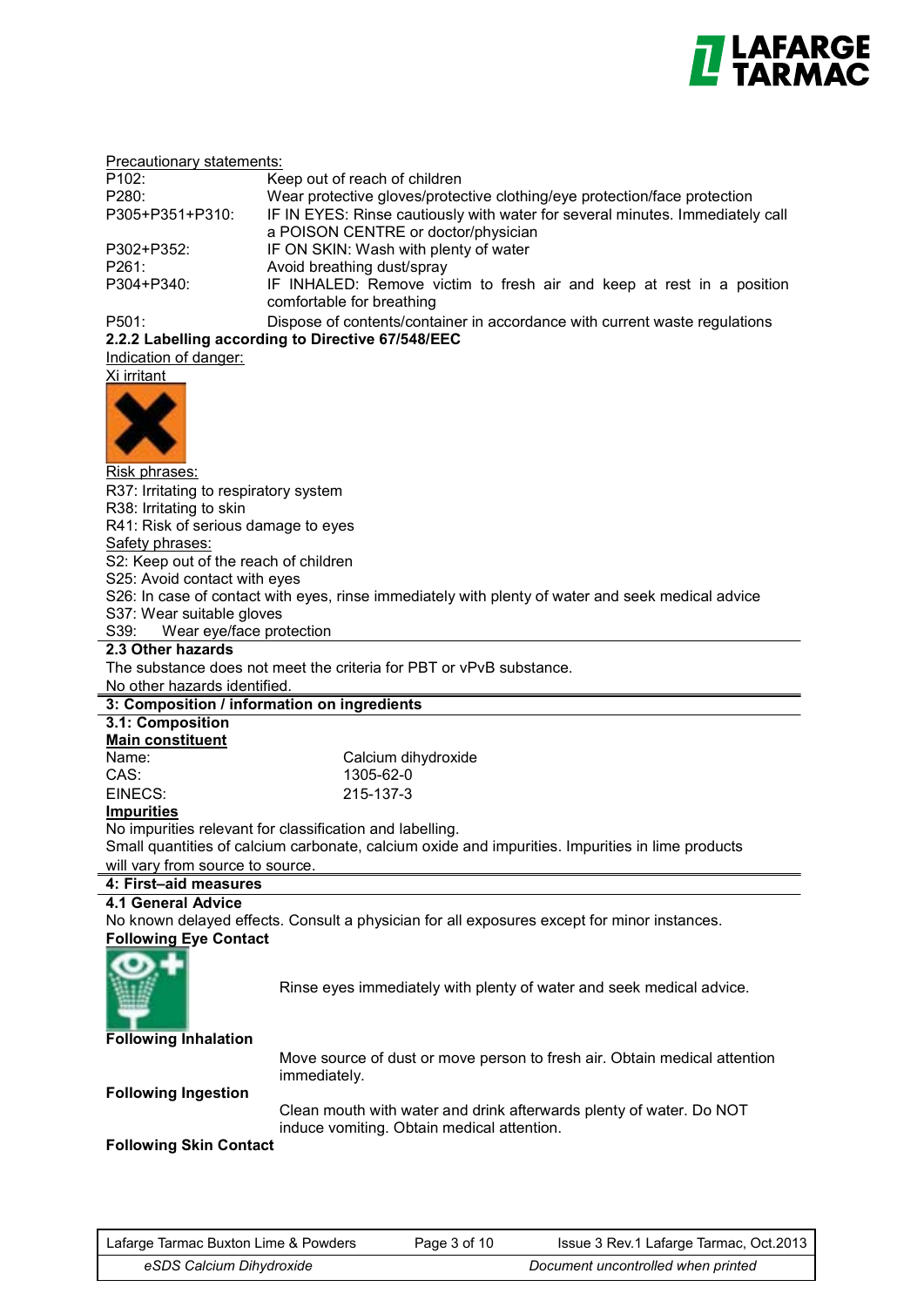Precautionary statements:

| | |
|---|---|
| P102: | Keep out of reach of children |
| P280: | Wear protective gloves/protective clothing/eye protection/face protection |
| P305+P351+P310: | IF IN EYES: Rinse cautiously with water for several minutes. Immediately call a POISON CENTRE or doctor/physician |
| P302+P352: | IF ON SKIN: Wash with plenty of water |
| P261: | Avoid breathing dust/spray |
| P304+P340: | IF INHALED: Remove victim to fresh air and keep at rest in a position comfortable for breathing |
| P501: | Dispose of contents/container in accordance with current waste regulations |

**2.2.2 Labelling according to Directive 67/548/EEC**

Indication of danger:

Xi irritant

Risk phrases:

R37: Irritating to respiratory system
R38: Irritating to skin
R41: Risk of serious damage to eyes

Safety phrases:

S2: Keep out of the reach of children
S25: Avoid contact with eyes
S26: In case of contact with eyes, rinse immediately with plenty of water and seek medical advice
S37: Wear suitable gloves
S39: Wear eye/face protection

**2.3 Other hazards**

The substance does not meet the criteria for PBT or vPvB substance.
No other hazards identified.

## 3: Composition / information on ingredients

**3.1: Composition**

**Main constituent**

| | |
|---|---|
| Name: | Calcium dihydroxide |
| CAS: | 1305-62-0 |
| EINECS: | 215-137-3 |

**Impurities**

No impurities relevant for classification and labelling.
Small quantities of calcium carbonate, calcium oxide and impurities. Impurities in lime products will vary from source to source.

## 4: First–aid measures

**4.1 General Advice**

No known delayed effects. Consult a physician for all exposures except for minor instances.

**Following Eye Contact**

Rinse eyes immediately with plenty of water and seek medical advice.

**Following Inhalation**

Move source of dust or move person to fresh air. Obtain medical attention immediately.

**Following Ingestion**

Clean mouth with water and drink afterwards plenty of water. Do NOT induce vomiting. Obtain medical attention.

**Following Skin Contact**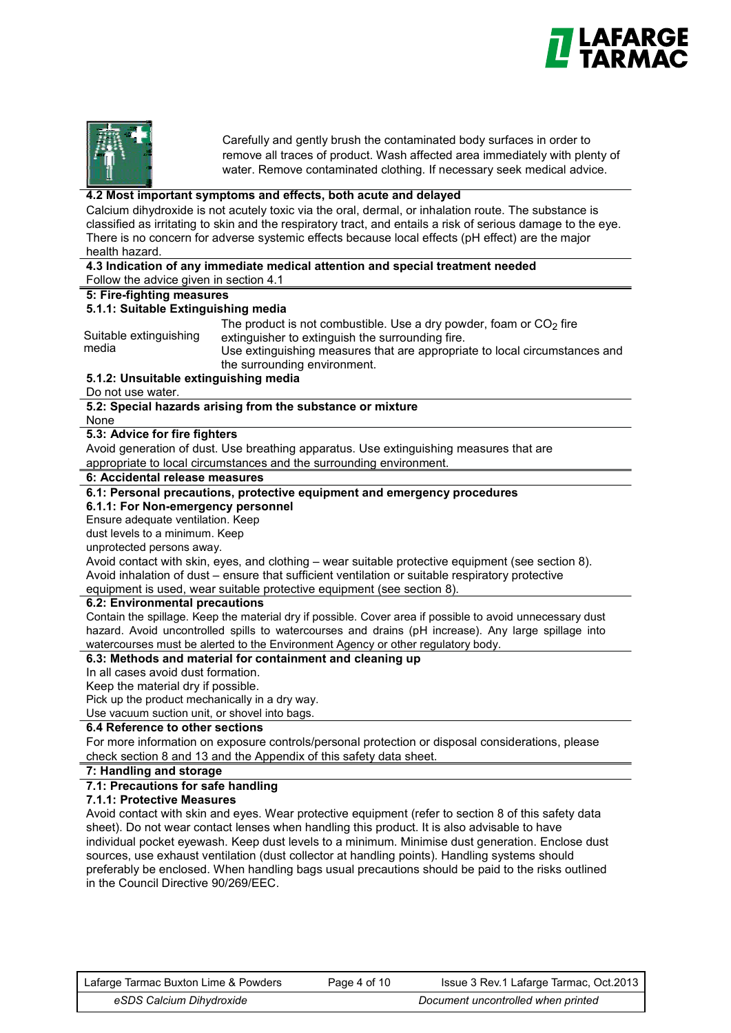Carefully and gently brush the contaminated body surfaces in order to remove all traces of product. Wash affected area immediately with plenty of water. Remove contaminated clothing. If necessary seek medical advice.

**4.2 Most important symptoms and effects, both acute and delayed**

Calcium dihydroxide is not acutely toxic via the oral, dermal, or inhalation route. The substance is classified as irritating to skin and the respiratory tract, and entails a risk of serious damage to the eye. There is no concern for adverse systemic effects because local effects (pH effect) are the major health hazard.

**4.3 Indication of any immediate medical attention and special treatment needed**

Follow the advice given in section 4.1

## 5: Fire-fighting measures

**5.1.1: Suitable Extinguishing media**

| | |
|---|---|
| Suitable extinguishing media | The product is not combustible. Use a dry powder, foam or $CO_2$ fire extinguisher to extinguish the surrounding fire. Use extinguishing measures that are appropriate to local circumstances and the surrounding environment. |

**5.1.2: Unsuitable extinguishing media**

Do not use water.

**5.2: Special hazards arising from the substance or mixture**

None

**5.3: Advice for fire fighters**

Avoid generation of dust. Use breathing apparatus. Use extinguishing measures that are appropriate to local circumstances and the surrounding environment.

## 6: Accidental release measures

**6.1: Personal precautions, protective equipment and emergency procedures**

**6.1.1: For Non-emergency personnel**

Ensure adequate ventilation. Keep dust levels to a minimum. Keep unprotected persons away.

Avoid contact with skin, eyes, and clothing – wear suitable protective equipment (see section 8).

Avoid inhalation of dust – ensure that sufficient ventilation or suitable respiratory protective equipment is used, wear suitable protective equipment (see section 8).

**6.2: Environmental precautions**

Contain the spillage. Keep the material dry if possible. Cover area if possible to avoid unnecessary dust hazard. Avoid uncontrolled spills to watercourses and drains (pH increase). Any large spillage into watercourses must be alerted to the Environment Agency or other regulatory body.

**6.3: Methods and material for containment and cleaning up**

In all cases avoid dust formation.

Keep the material dry if possible.

Pick up the product mechanically in a dry way.

Use vacuum suction unit, or shovel into bags.

**6.4 Reference to other sections**

For more information on exposure controls/personal protection or disposal considerations, please check section 8 and 13 and the Appendix of this safety data sheet.

## 7: Handling and storage

**7.1: Precautions for safe handling**

**7.1.1: Protective Measures**

Avoid contact with skin and eyes. Wear protective equipment (refer to section 8 of this safety data sheet). Do not wear contact lenses when handling this product. It is also advisable to have individual pocket eyewash. Keep dust levels to a minimum. Minimise dust generation. Enclose dust sources, use exhaust ventilation (dust collector at handling points). Handling systems should preferably be enclosed. When handling bags usual precautions should be paid to the risks outlined in the Council Directive 90/269/EEC.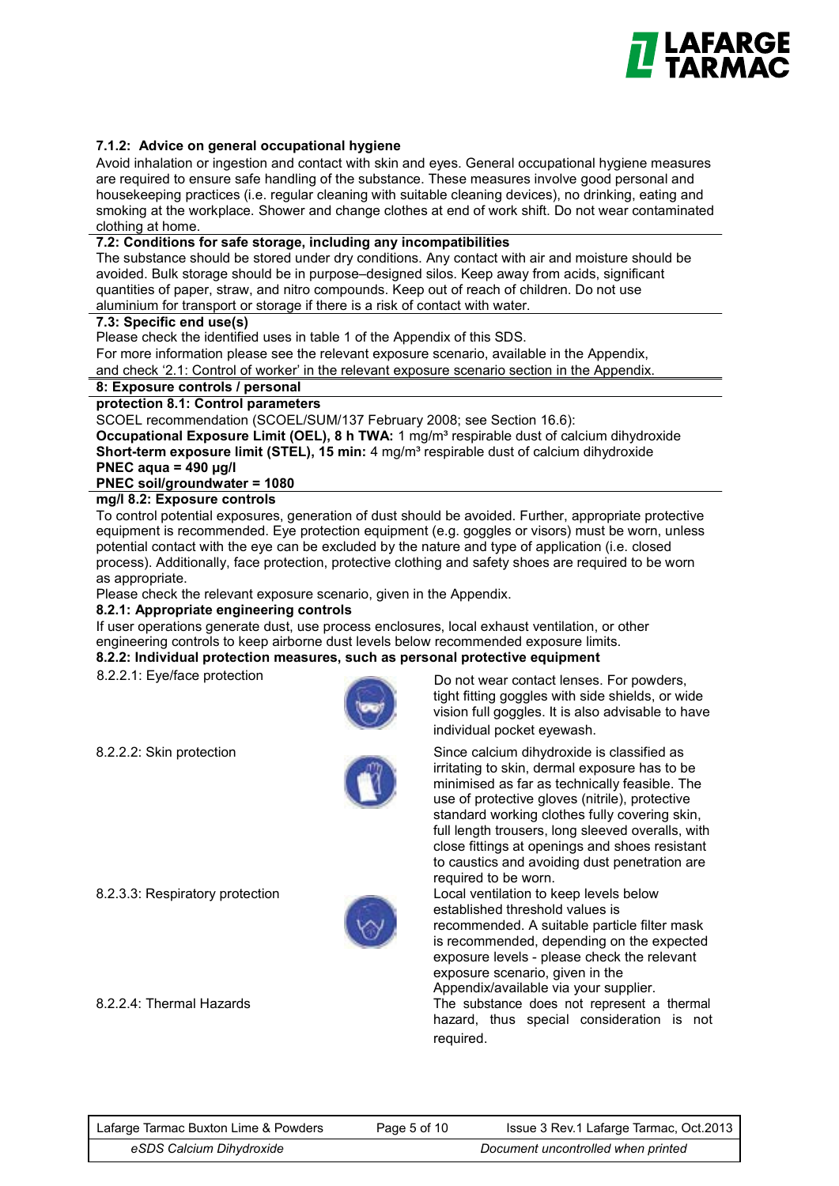#### 7.1.2: Advice on general occupational hygiene

Avoid inhalation or ingestion and contact with skin and eyes. General occupational hygiene measures are required to ensure safe handling of the substance. These measures involve good personal and housekeeping practices (i.e. regular cleaning with suitable cleaning devices), no drinking, eating and smoking at the workplace. Shower and change clothes at end of work shift. Do not wear contaminated clothing at home.

#### 7.2: Conditions for safe storage, including any incompatibilities

The substance should be stored under dry conditions. Any contact with air and moisture should be avoided. Bulk storage should be in purpose–designed silos. Keep away from acids, significant quantities of paper, straw, and nitro compounds. Keep out of reach of children. Do not use aluminium for transport or storage if there is a risk of contact with water.

#### 7.3: Specific end use(s)

Please check the identified uses in table 1 of the Appendix of this SDS.
For more information please see the relevant exposure scenario, available in the Appendix, and check '2.1: Control of worker' in the relevant exposure scenario section in the Appendix.

### 8: Exposure controls / personal protection

#### 8.1: Control parameters

SCOEL recommendation (SCOEL/SUM/137 February 2008; see Section 16.6):
**Occupational Exposure Limit (OEL), 8 h TWA:** 1 mg/m³ respirable dust of calcium dihydroxide
**Short-term exposure limit (STEL), 15 min:** 4 mg/m³ respirable dust of calcium dihydroxide
**PNEC aqua = 490 µg/l**
**PNEC soil/groundwater = 1080 mg/l**

#### 8.2: Exposure controls

To control potential exposures, generation of dust should be avoided. Further, appropriate protective equipment is recommended. Eye protection equipment (e.g. goggles or visors) must be worn, unless potential contact with the eye can be excluded by the nature and type of application (i.e. closed process). Additionally, face protection, protective clothing and safety shoes are required to be worn as appropriate.
Please check the relevant exposure scenario, given in the Appendix.

#### 8.2.1: Appropriate engineering controls

If user operations generate dust, use process enclosures, local exhaust ventilation, or other engineering controls to keep airborne dust levels below recommended exposure limits.

#### 8.2.2: Individual protection measures, such as personal protective equipment

8.2.2.1: Eye/face protection

Do not wear contact lenses. For powders, tight fitting goggles with side shields, or wide vision full goggles. It is also advisable to have individual pocket eyewash.

8.2.2.2: Skin protection

Since calcium dihydroxide is classified as irritating to skin, dermal exposure has to be minimised as far as technically feasible. The use of protective gloves (nitrile), protective standard working clothes fully covering skin, full length trousers, long sleeved overalls, with close fittings at openings and shoes resistant to caustics and avoiding dust penetration are required to be worn.

8.2.3.3: Respiratory protection

Local ventilation to keep levels below established threshold values is recommended. A suitable particle filter mask is recommended, depending on the expected exposure levels - please check the relevant exposure scenario, given in the Appendix/available via your supplier.

8.2.2.4: Thermal Hazards

The substance does not represent a thermal hazard, thus special consideration is not required.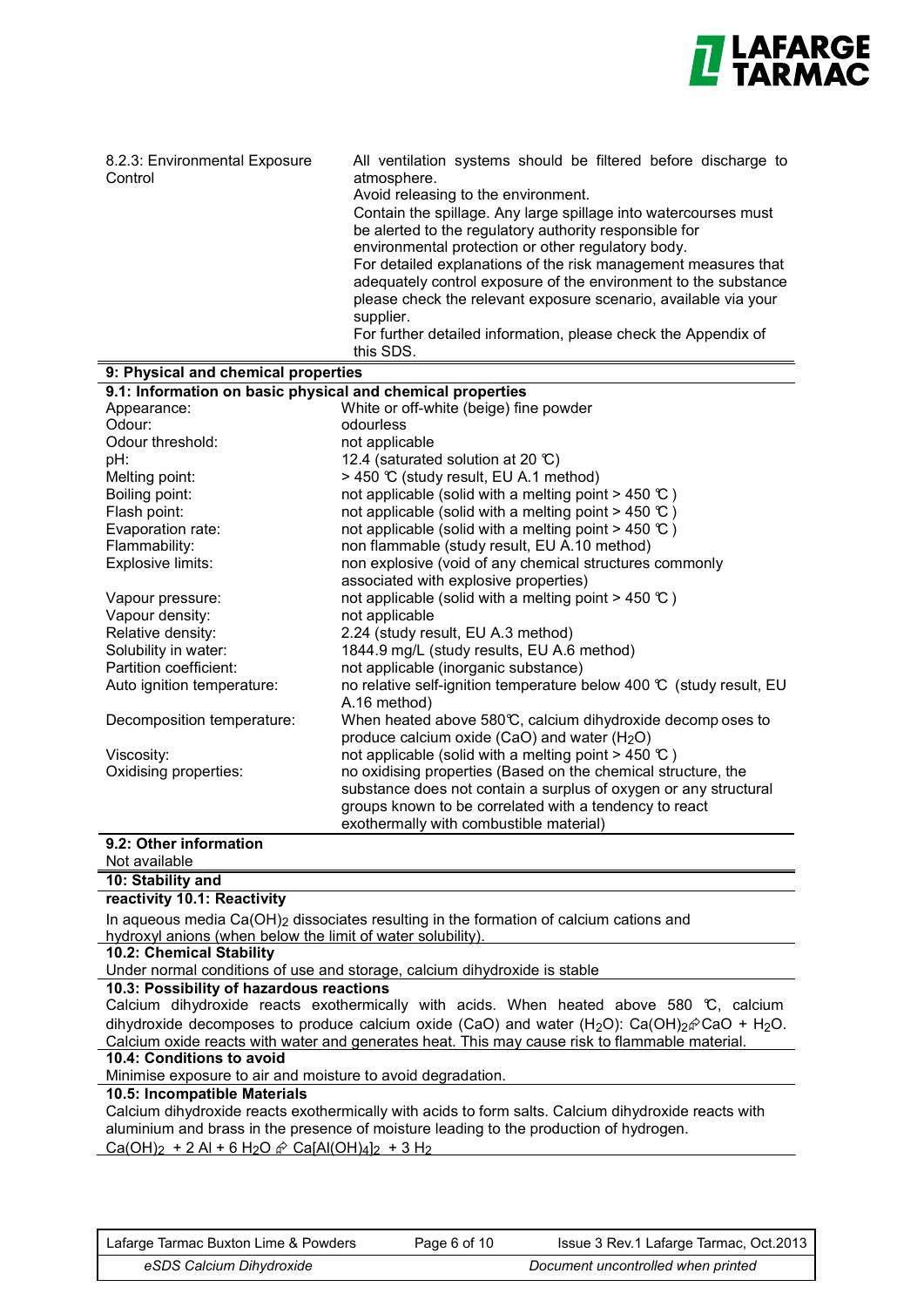| 8.2.3: Environmental Exposure Control | All ventilation systems should be filtered before discharge to atmosphere.<br>Avoid releasing to the environment.<br>Contain the spillage. Any large spillage into watercourses must be alerted to the regulatory authority responsible for environmental protection or other regulatory body.<br>For detailed explanations of the risk management measures that adequately control exposure of the environment to the substance please check the relevant exposure scenario, available via your supplier.<br>For further detailed information, please check the Appendix of this SDS. |
|---|---|

## 9: Physical and chemical properties

### 9.1: Information on basic physical and chemical properties

| | |
|---|---|
| Appearance: | White or off-white (beige) fine powder |
| Odour: | odourless |
| Odour threshold: | not applicable |
| pH: | 12.4 (saturated solution at 20 ℃) |
| Melting point: | > 450 ℃ (study result, EU A.1 method) |
| Boiling point: | not applicable (solid with a melting point > 450 ℃ ) |
| Flash point: | not applicable (solid with a melting point > 450 ℃ ) |
| Evaporation rate: | not applicable (solid with a melting point > 450 ℃ ) |
| Flammability: | non flammable (study result, EU A.10 method) |
| Explosive limits: | non explosive (void of any chemical structures commonly associated with explosive properties) |
| Vapour pressure: | not applicable (solid with a melting point > 450 ℃ ) |
| Vapour density: | not applicable |
| Relative density: | 2.24 (study result, EU A.3 method) |
| Solubility in water: | 1844.9 mg/L (study results, EU A.6 method) |
| Partition coefficient: | not applicable (inorganic substance) |
| Auto ignition temperature: | no relative self-ignition temperature below 400 ℃ (study result, EU A.16 method) |
| Decomposition temperature: | When heated above 580℃, calcium dihydroxide decomposes to produce calcium oxide (CaO) and water ($H_2O$) |
| Viscosity: | not applicable (solid with a melting point > 450 ℃ ) |
| Oxidising properties: | no oxidising properties (Based on the chemical structure, the substance does not contain a surplus of oxygen or any structural groups known to be correlated with a tendency to react exothermally with combustible material) |

### 9.2: Other information

Not available

## 10: Stability and reactivity

### 10.1: Reactivity

In aqueous media $Ca(OH)_2$ dissociates resulting in the formation of calcium cations and hydroxyl anions (when below the limit of water solubility).

### 10.2: Chemical Stability

Under normal conditions of use and storage, calcium dihydroxide is stable

### 10.3: Possibility of hazardous reactions

Calcium dihydroxide reacts exothermically with acids. When heated above 580 ℃, calcium dihydroxide decomposes to produce calcium oxide (CaO) and water ($H_2O$): $Ca(OH)_2 \rightarrow CaO + H_2O$. Calcium oxide reacts with water and generates heat. This may cause risk to flammable material.

### 10.4: Conditions to avoid

Minimise exposure to air and moisture to avoid degradation.

### 10.5: Incompatible Materials

Calcium dihydroxide reacts exothermically with acids to form salts. Calcium dihydroxide reacts with aluminium and brass in the presence of moisture leading to the production of hydrogen.

$Ca(OH)_2 + 2\ Al + 6\ H_2O \rightarrow Ca[Al(OH)_4]_2 + 3\ H_2$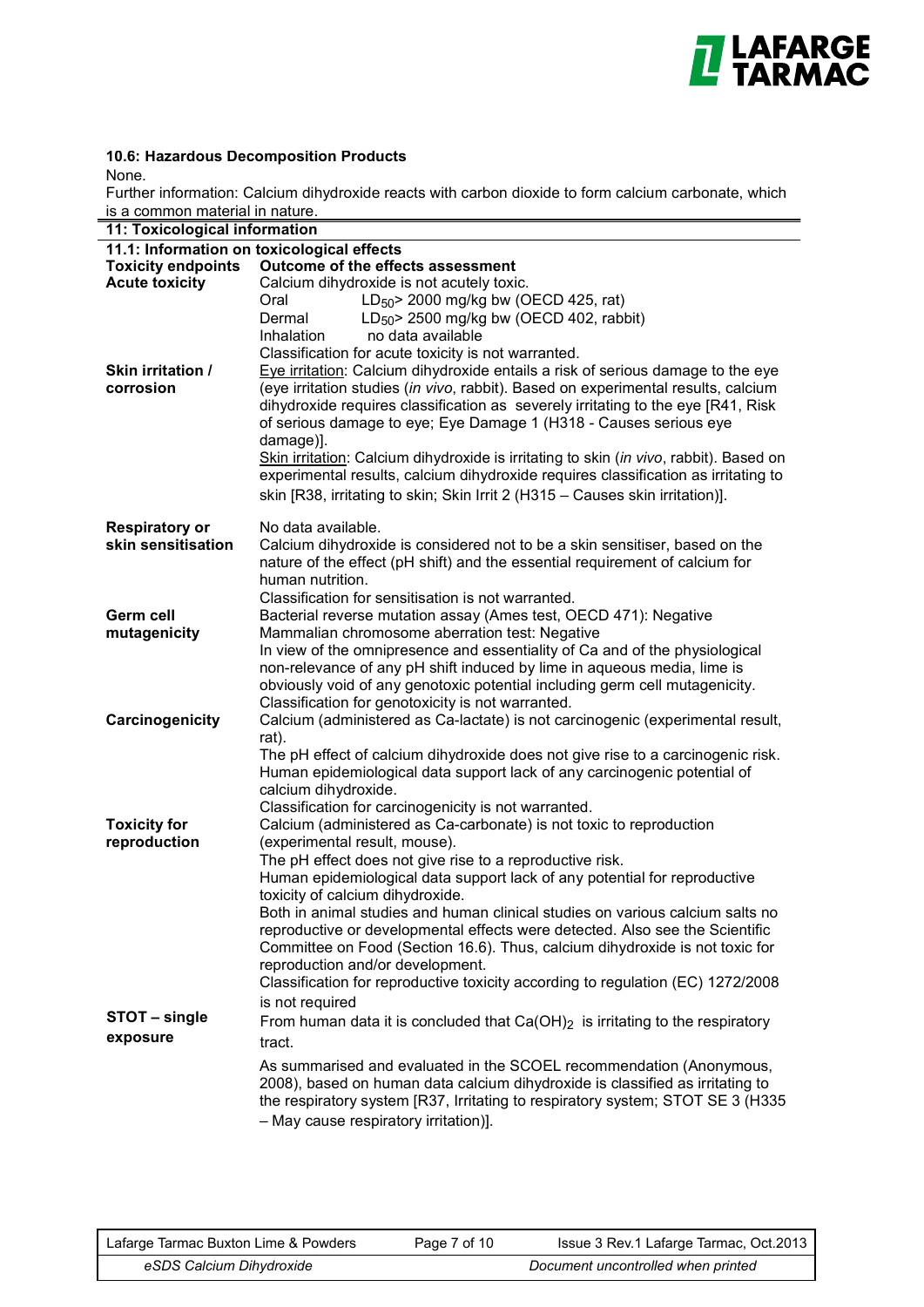**10.6: Hazardous Decomposition Products**

None.

Further information: Calcium dihydroxide reacts with carbon dioxide to form calcium carbonate, which is a common material in nature.

## 11: Toxicological information

### 11.1: Information on toxicological effects

| Toxicity endpoints | Outcome of the effects assessment |
|---|---|
| **Acute toxicity** | Calcium dihydroxide is not acutely toxic.<br>Oral $LD_{50}$> 2000 mg/kg bw (OECD 425, rat)<br>Dermal $LD_{50}$> 2500 mg/kg bw (OECD 402, rabbit)<br>Inhalation no data available<br>Classification for acute toxicity is not warranted. |
| **Skin irritation / corrosion** | Eye irritation: Calcium dihydroxide entails a risk of serious damage to the eye (eye irritation studies (*in vivo*, rabbit). Based on experimental results, calcium dihydroxide requires classification as severely irritating to the eye [R41, Risk of serious damage to eye; Eye Damage 1 (H318 - Causes serious eye damage)].<br>Skin irritation: Calcium dihydroxide is irritating to skin (*in vivo*, rabbit). Based on experimental results, calcium dihydroxide requires classification as irritating to skin [R38, irritating to skin; Skin Irrit 2 (H315 – Causes skin irritation)]. |
| **Respiratory or skin sensitisation** | No data available.<br>Calcium dihydroxide is considered not to be a skin sensitiser, based on the nature of the effect (pH shift) and the essential requirement of calcium for human nutrition.<br>Classification for sensitisation is not warranted. |
| **Germ cell mutagenicity** | Bacterial reverse mutation assay (Ames test, OECD 471): Negative<br>Mammalian chromosome aberration test: Negative<br>In view of the omnipresence and essentiality of Ca and of the physiological non-relevance of any pH shift induced by lime in aqueous media, lime is obviously void of any genotoxic potential including germ cell mutagenicity.<br>Classification for genotoxicity is not warranted. |
| **Carcinogenicity** | Calcium (administered as Ca-lactate) is not carcinogenic (experimental result, rat).<br>The pH effect of calcium dihydroxide does not give rise to a carcinogenic risk.<br>Human epidemiological data support lack of any carcinogenic potential of calcium dihydroxide.<br>Classification for carcinogenicity is not warranted. |
| **Toxicity for reproduction** | Calcium (administered as Ca-carbonate) is not toxic to reproduction (experimental result, mouse).<br>The pH effect does not give rise to a reproductive risk.<br>Human epidemiological data support lack of any potential for reproductive toxicity of calcium dihydroxide.<br>Both in animal studies and human clinical studies on various calcium salts no reproductive or developmental effects were detected. Also see the Scientific Committee on Food (Section 16.6). Thus, calcium dihydroxide is not toxic for reproduction and/or development.<br>Classification for reproductive toxicity according to regulation (EC) 1272/2008 is not required |
| **STOT – single exposure** | From human data it is concluded that $Ca(OH)_2$ is irritating to the respiratory tract.<br>As summarised and evaluated in the SCOEL recommendation (Anonymous, 2008), based on human data calcium dihydroxide is classified as irritating to the respiratory system [R37, Irritating to respiratory system; STOT SE 3 (H335 – May cause respiratory irritation)]. |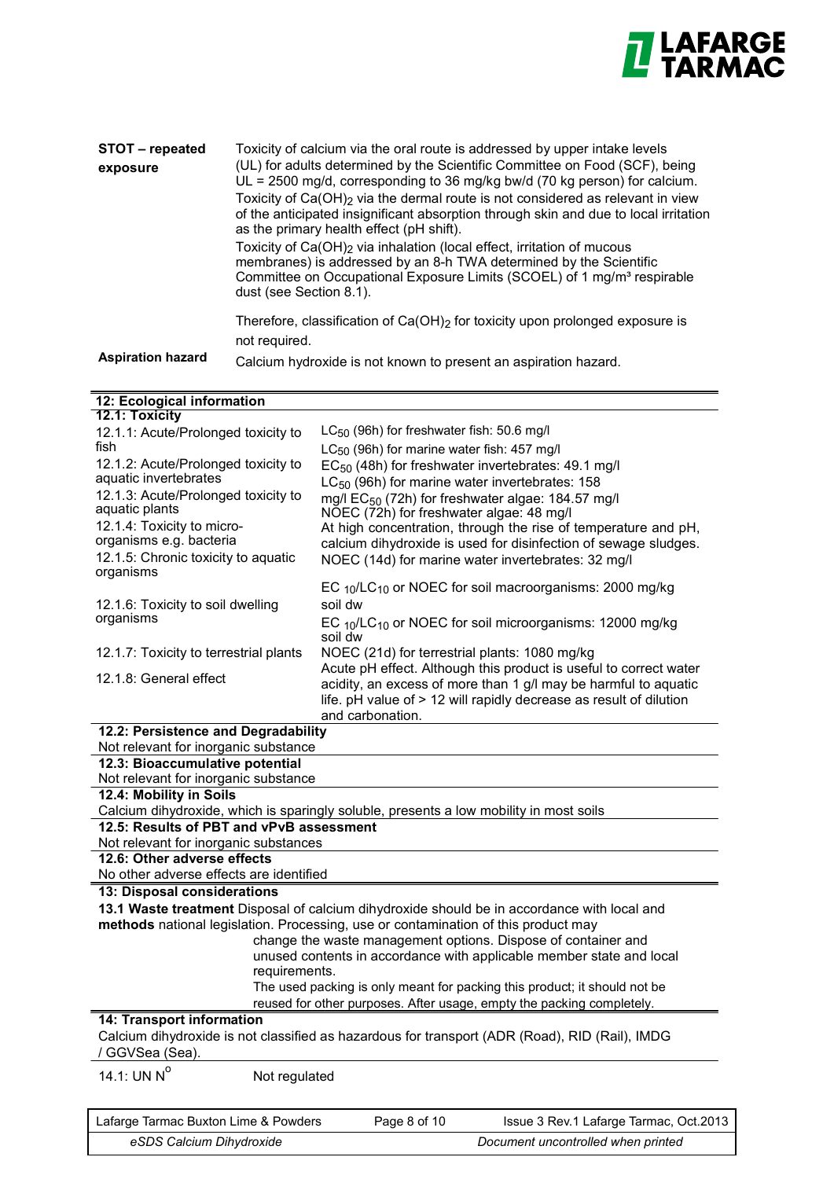**STOT – repeated exposure**

Toxicity of calcium via the oral route is addressed by upper intake levels (UL) for adults determined by the Scientific Committee on Food (SCF), being UL = 2500 mg/d, corresponding to 36 mg/kg bw/d (70 kg person) for calcium.

Toxicity of $Ca(OH)_2$ via the dermal route is not considered as relevant in view of the anticipated insignificant absorption through skin and due to local irritation as the primary health effect (pH shift).

Toxicity of $Ca(OH)_2$ via inhalation (local effect, irritation of mucous membranes) is addressed by an 8-h TWA determined by the Scientific Committee on Occupational Exposure Limits (SCOEL) of 1 mg/m³ respirable dust (see Section 8.1).

Therefore, classification of $Ca(OH)_2$ for toxicity upon prolonged exposure is not required.

**Aspiration hazard**

Calcium hydroxide is not known to present an aspiration hazard.

## 12: Ecological information

### 12.1: Toxicity

| | |
|---|---|
| 12.1.1: Acute/Prolonged toxicity to fish | $LC_{50}$ (96h) for freshwater fish: 50.6 mg/l<br>$LC_{50}$ (96h) for marine water fish: 457 mg/l |
| 12.1.2: Acute/Prolonged toxicity to aquatic invertebrates | $EC_{50}$ (48h) for freshwater invertebrates: 49.1 mg/l<br>$LC_{50}$ (96h) for marine water invertebrates: 158 mg/l |
| 12.1.3: Acute/Prolonged toxicity to aquatic plants | $EC_{50}$ (72h) for freshwater algae: 184.57 mg/l<br>NOEC (72h) for freshwater algae: 48 mg/l |
| 12.1.4: Toxicity to micro-organisms e.g. bacteria | At high concentration, through the rise of temperature and pH, calcium dihydroxide is used for disinfection of sewage sludges. |
| 12.1.5: Chronic toxicity to aquatic organisms | NOEC (14d) for marine water invertebrates: 32 mg/l |
| 12.1.6: Toxicity to soil dwelling organisms | $EC_{10}/LC_{10}$ or NOEC for soil macroorganisms: 2000 mg/kg soil dw<br>$EC_{10}/LC_{10}$ or NOEC for soil microorganisms: 12000 mg/kg soil dw |
| 12.1.7: Toxicity to terrestrial plants | NOEC (21d) for terrestrial plants: 1080 mg/kg |
| 12.1.8: General effect | Acute pH effect. Although this product is useful to correct water acidity, an excess of more than 1 g/l may be harmful to aquatic life. pH value of > 12 will rapidly decrease as result of dilution and carbonation. |

### 12.2: Persistence and Degradability

Not relevant for inorganic substance

### 12.3: Bioaccumulative potential

Not relevant for inorganic substance

### 12.4: Mobility in Soils

Calcium dihydroxide, which is sparingly soluble, presents a low mobility in most soils

### 12.5: Results of PBT and vPvB assessment

Not relevant for inorganic substances

### 12.6: Other adverse effects

No other adverse effects are identified

## 13: Disposal considerations

**13.1 Waste treatment methods** Disposal of calcium dihydroxide should be in accordance with local and national legislation. Processing, use or contamination of this product may change the waste management options. Dispose of container and unused contents in accordance with applicable member state and local requirements.

The used packing is only meant for packing this product; it should not be reused for other purposes. After usage, empty the packing completely.

## 14: Transport information

Calcium dihydroxide is not classified as hazardous for transport (ADR (Road), RID (Rail), IMDG / GGVSea (Sea).

14.1: UN N° Not regulated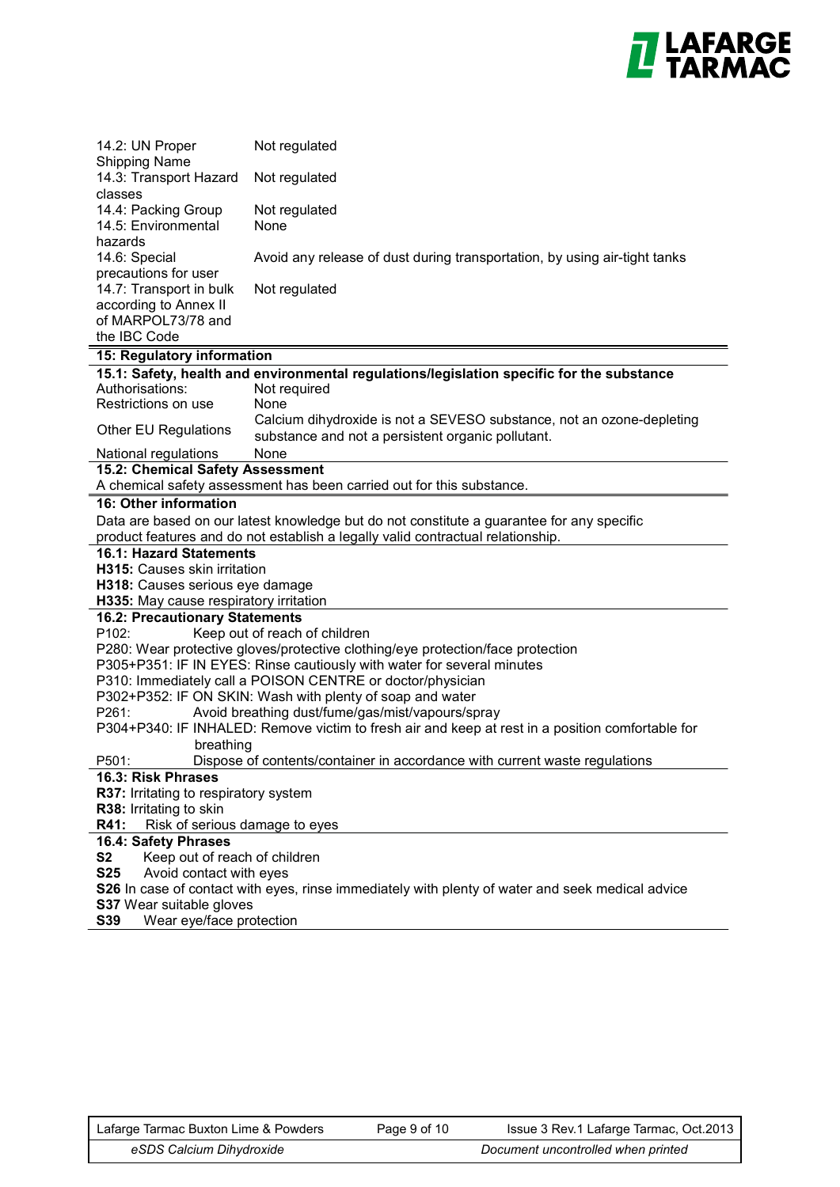| | |
|---|---|
| 14.2: UN Proper Shipping Name | Not regulated |
| 14.3: Transport Hazard classes | Not regulated |
| 14.4: Packing Group | Not regulated |
| 14.5: Environmental hazards | None |
| 14.6: Special precautions for user | Avoid any release of dust during transportation, by using air-tight tanks |
| 14.7: Transport in bulk according to Annex II of MARPOL73/78 and the IBC Code | Not regulated |

## 15: Regulatory information

### 15.1: Safety, health and environmental regulations/legislation specific for the substance

| | |
|---|---|
| Authorisations: | Not required |
| Restrictions on use | None |
| Other EU Regulations | Calcium dihydroxide is not a SEVESO substance, not an ozone-depleting substance and not a persistent organic pollutant. |
| National regulations | None |

### 15.2: Chemical Safety Assessment

A chemical safety assessment has been carried out for this substance.

## 16: Other information

Data are based on our latest knowledge but do not constitute a guarantee for any specific product features and do not establish a legally valid contractual relationship.

### 16.1: Hazard Statements

**H315:** Causes skin irritation
**H318:** Causes serious eye damage
**H335:** May cause respiratory irritation

### 16.2: Precautionary Statements

P102: Keep out of reach of children
P280: Wear protective gloves/protective clothing/eye protection/face protection
P305+P351: IF IN EYES: Rinse cautiously with water for several minutes
P310: Immediately call a POISON CENTRE or doctor/physician
P302+P352: IF ON SKIN: Wash with plenty of soap and water
P261: Avoid breathing dust/fume/gas/mist/vapours/spray
P304+P340: IF INHALED: Remove victim to fresh air and keep at rest in a position comfortable for breathing
P501: Dispose of contents/container in accordance with current waste regulations

### 16.3: Risk Phrases

**R37:** Irritating to respiratory system
**R38:** Irritating to skin
**R41:** Risk of serious damage to eyes

### 16.4: Safety Phrases

**S2** Keep out of reach of children
**S25** Avoid contact with eyes
**S26** In case of contact with eyes, rinse immediately with plenty of water and seek medical advice
**S37** Wear suitable gloves
**S39** Wear eye/face protection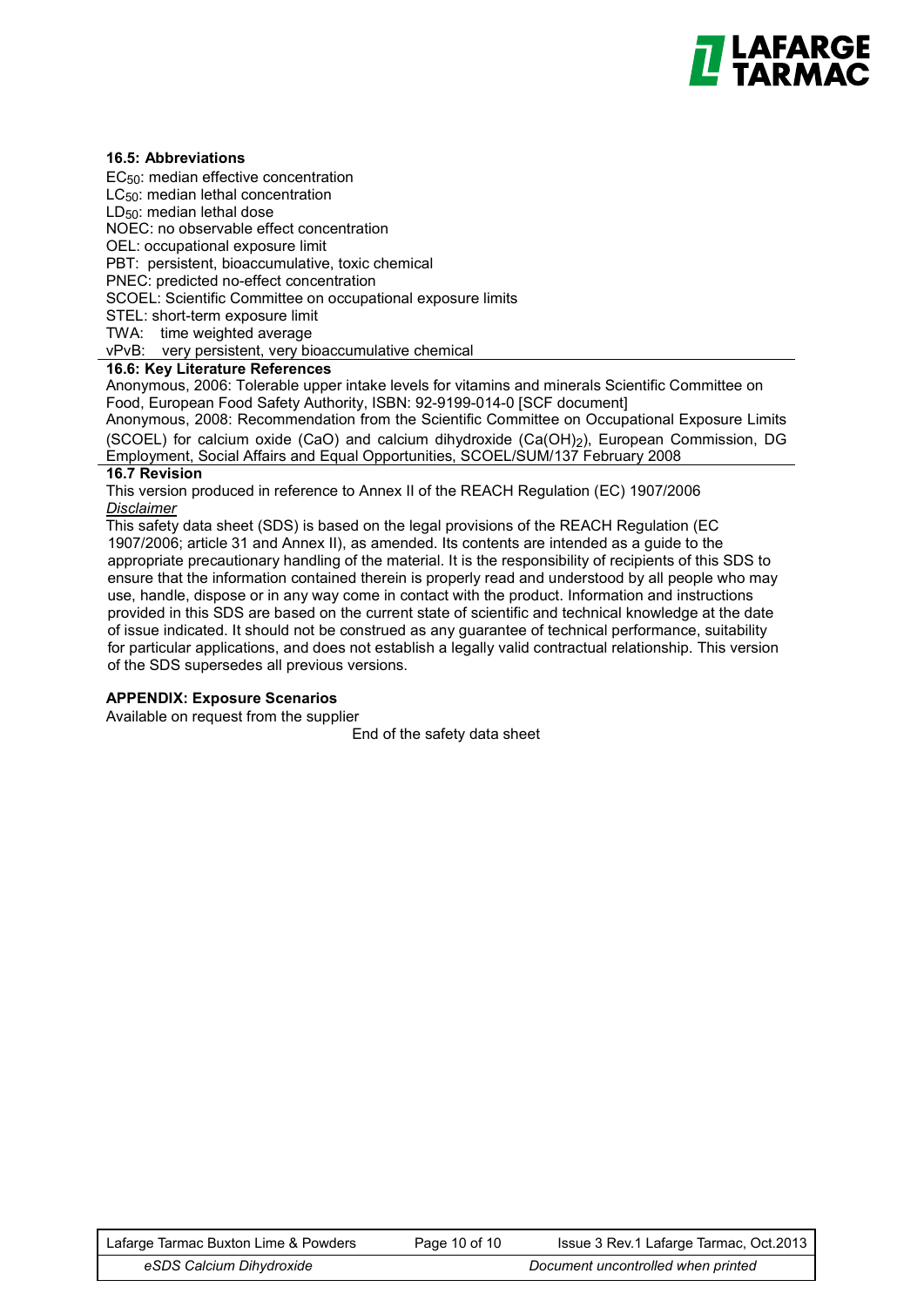### 16.5: Abbreviations

$EC_{50}$: median effective concentration
$LC_{50}$: median lethal concentration
$LD_{50}$: median lethal dose
NOEC: no observable effect concentration
OEL: occupational exposure limit
PBT: persistent, bioaccumulative, toxic chemical
PNEC: predicted no-effect concentration
SCOEL: Scientific Committee on occupational exposure limits
STEL: short-term exposure limit
TWA: time weighted average
vPvB: very persistent, very bioaccumulative chemical

### 16.6: Key Literature References

Anonymous, 2006: Tolerable upper intake levels for vitamins and minerals Scientific Committee on Food, European Food Safety Authority, ISBN: 92-9199-014-0 [SCF document]

Anonymous, 2008: Recommendation from the Scientific Committee on Occupational Exposure Limits (SCOEL) for calcium oxide (CaO) and calcium dihydroxide ($Ca(OH)_2$), European Commission, DG Employment, Social Affairs and Equal Opportunities, SCOEL/SUM/137 February 2008

### 16.7 Revision

This version produced in reference to Annex II of the REACH Regulation (EC) 1907/2006

*Disclaimer*

This safety data sheet (SDS) is based on the legal provisions of the REACH Regulation (EC 1907/2006; article 31 and Annex II), as amended. Its contents are intended as a guide to the appropriate precautionary handling of the material. It is the responsibility of recipients of this SDS to ensure that the information contained therein is properly read and understood by all people who may use, handle, dispose or in any way come in contact with the product. Information and instructions provided in this SDS are based on the current state of scientific and technical knowledge at the date of issue indicated. It should not be construed as any guarantee of technical performance, suitability for particular applications, and does not establish a legally valid contractual relationship. This version of the SDS supersedes all previous versions.

### APPENDIX: Exposure Scenarios

Available on request from the supplier

End of the safety data sheet